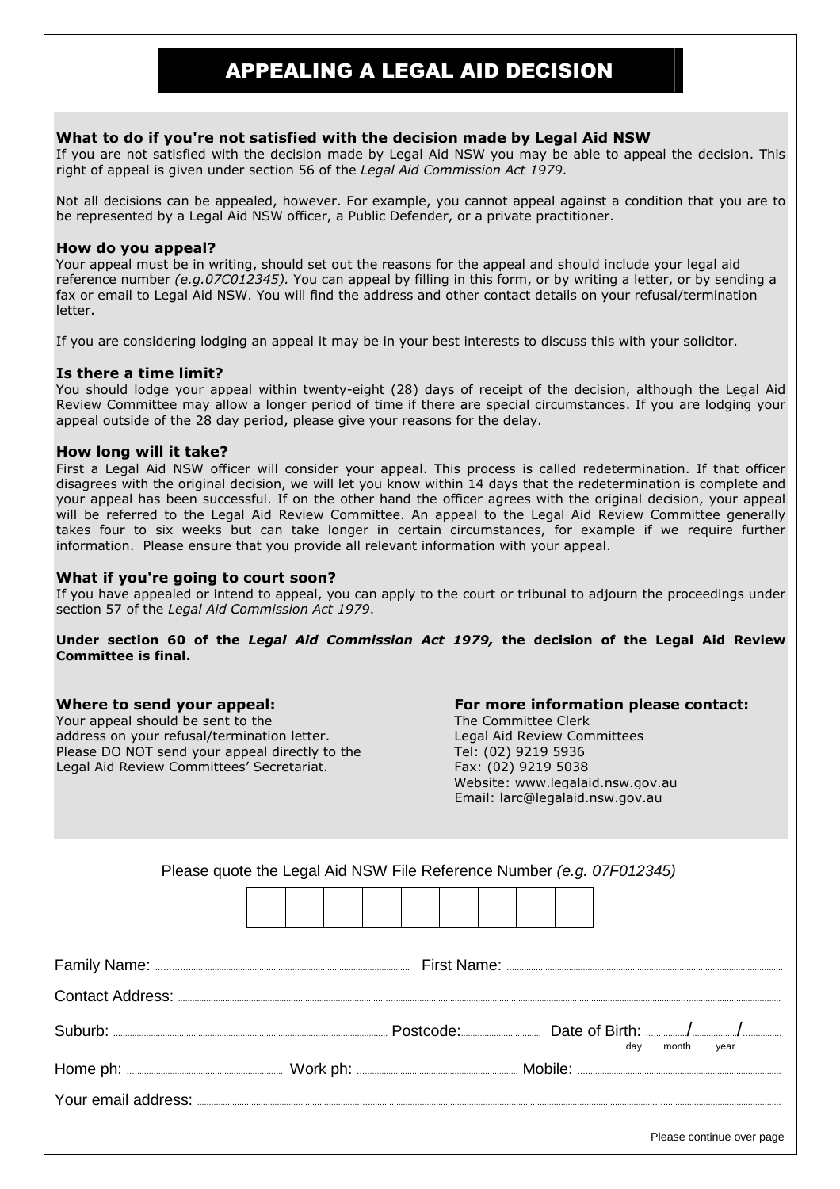# APPEALING A LEGAL AID DECISION

### What to do if you're not satisfied with the decision made by Legal Aid NSW

If you are not satisfied with the decision made by Legal Aid NSW you may be able to appeal the decision. This right of appeal is given under section 56 of the *Legal Aid Commission Act 1979*.

Not all decisions can be appealed, however. For example, you cannot appeal against a condition that you are to be represented by a Legal Aid NSW officer, a Public Defender, or a private practitioner.

### How do you appeal?

Your appeal must be in writing, should set out the reasons for the appeal and should include your legal aid reference number *(e.g.07C012345)*. You can appeal by filling in this form, or by writing a letter, or by sending a fax or email to Legal Aid NSW. You will find the address and other contact details on your refusal/termination letter.

If you are considering lodging an appeal it may be in your best interests to discuss this with your solicitor.

### Is there a time limit?

You should lodge your appeal within twenty-eight (28) days of receipt of the decision, although the Legal Aid Review Committee may allow a longer period of time if there are special circumstances. If you are lodging your appeal outside of the 28 day period, please give your reasons for the delay.

### How long will it take?

First a Legal Aid NSW officer will consider your appeal. This process is called redetermination. If that officer disagrees with the original decision, we will let you know within 14 days that the redetermination is complete and your appeal has been successful. If on the other hand the officer agrees with the original decision, your appeal will be referred to the Legal Aid Review Committee. An appeal to the Legal Aid Review Committee generally takes four to six weeks but can take longer in certain circumstances, for example if we require further information. Please ensure that you provide all relevant information with your appeal.

### What if you're going to court soon?

If you have appealed or intend to appeal, you can apply to the court or tribunal to adjourn the proceedings under section 57 of the *Legal Aid Commission Act 1979*.

**Under section 60 of the *Legal Aid Commission Act 1979,* the decision of the Legal Aid Review Committee is final.**

### Where to send your appeal:

Your appeal should be sent to the address on your refusal/termination letter. Please DO NOT send your appeal directly to the Legal Aid Review Committees' Secretariat.

### For more information please contact:

The Committee Clerk
Legal Aid Review Committees
Tel: (02) 9219 5936
Fax: (02) 9219 5038
Website: www.legalaid.nsw.gov.au
Email: larc@legalaid.nsw.gov.au

---

Please quote the Legal Aid NSW File Reference Number *(e.g. 07F012345)*

| | | | | | | | | |
|---|---|---|---|---|---|---|---|---|
| | | | | | | | | |

Family Name: .................................... First Name: ....................................

Contact Address: ....................................

Suburb: .................................... Postcode: .................... Date of Birth: ......./......./....... (day month year)

Home ph: .................... Work ph: .................... Mobile: ....................

Your email address: ....................................

Please continue over page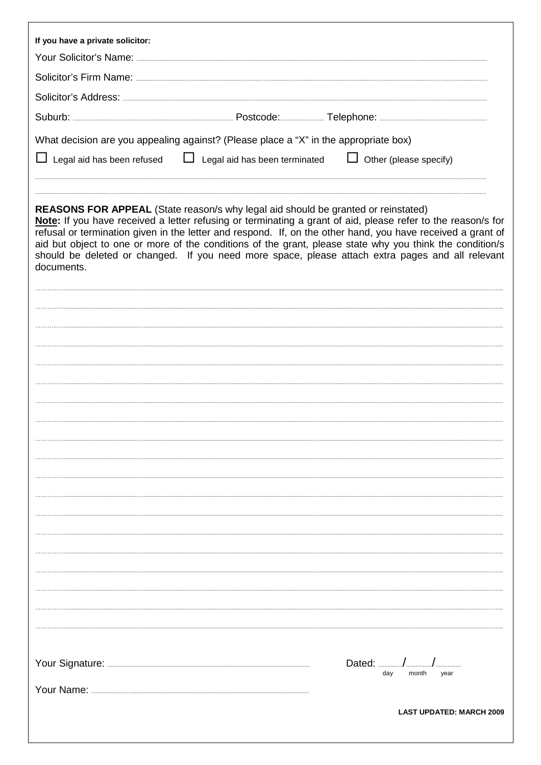**If you have a private solicitor:**

Your Solicitor's Name: ..........................................................................................................

Solicitor's Firm Name: ..........................................................................................................

Solicitor's Address: ..........................................................................................................

Suburb: .............................................. Postcode: .................... Telephone: ..............................

What decision are you appealing against? (Please place a "X" in the appropriate box)

☐ Legal aid has been refused ☐ Legal aid has been terminated ☐ Other (please specify)

..........................................................................................................

..........................................................................................................

**REASONS FOR APPEAL** (State reason/s why legal aid should be granted or reinstated)

**Note:** If you have received a letter refusing or terminating a grant of aid, please refer to the reason/s for refusal or termination given in the letter and respond. If, on the other hand, you have received a grant of aid but object to one or more of the conditions of the grant, please state why you think the condition/s should be deleted or changed. If you need more space, please attach extra pages and all relevant documents.

..........................................................................................................

..........................................................................................................

..........................................................................................................

..........................................................................................................

..........................................................................................................

..........................................................................................................

..........................................................................................................

..........................................................................................................

..........................................................................................................

..........................................................................................................

..........................................................................................................

..........................................................................................................

..........................................................................................................

..........................................................................................................

..........................................................................................................

..........................................................................................................

..........................................................................................................

..........................................................................................................

..........................................................................................................

Your Signature: .............................................................. Dated: ........../........../..........
(day month year)

Your Name: ..............................................................

**LAST UPDATED: MARCH 2009**